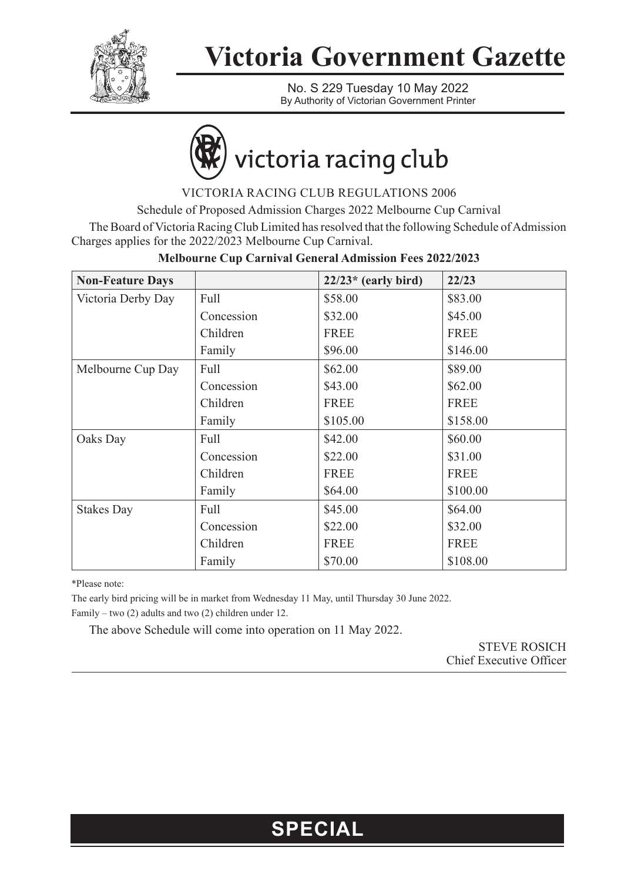# Victoria Government Gazette

No. S 229 Tuesday 10 May 2022
By Authority of Victorian Government Printer

victoria racing club

VICTORIA RACING CLUB REGULATIONS 2006

Schedule of Proposed Admission Charges 2022 Melbourne Cup Carnival

The Board of Victoria Racing Club Limited has resolved that the following Schedule of Admission Charges applies for the 2022/2023 Melbourne Cup Carnival.

**Melbourne Cup Carnival General Admission Fees 2022/2023**

| **Non-Feature Days** | | **22/23* (early bird)** | **22/23** |
|---|---|---|---|
| Victoria Derby Day | Full | $58.00 | $83.00 |
| | Concession | $32.00 | $45.00 |
| | Children | FREE | FREE |
| | Family | $96.00 | $146.00 |
| Melbourne Cup Day | Full | $62.00 | $89.00 |
| | Concession | $43.00 | $62.00 |
| | Children | FREE | FREE |
| | Family | $105.00 | $158.00 |
| Oaks Day | Full | $42.00 | $60.00 |
| | Concession | $22.00 | $31.00 |
| | Children | FREE | FREE |
| | Family | $64.00 | $100.00 |
| Stakes Day | Full | $45.00 | $64.00 |
| | Concession | $22.00 | $32.00 |
| | Children | FREE | FREE |
| | Family | $70.00 | $108.00 |

*Please note:

The early bird pricing will be in market from Wednesday 11 May, until Thursday 30 June 2022.

Family – two (2) adults and two (2) children under 12.

The above Schedule will come into operation on 11 May 2022.

STEVE ROSICH
Chief Executive Officer

**SPECIAL**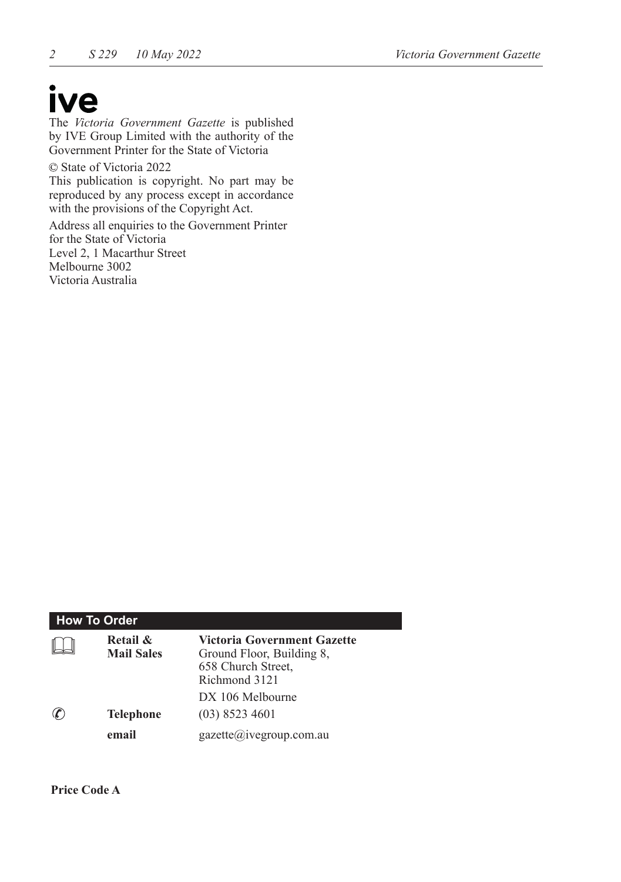ive

The *Victoria Government Gazette* is published by IVE Group Limited with the authority of the Government Printer for the State of Victoria

© State of Victoria 2022

This publication is copyright. No part may be reproduced by any process except in accordance with the provisions of the Copyright Act.

Address all enquiries to the Government Printer for the State of Victoria
Level 2, 1 Macarthur Street
Melbourne 3002
Victoria Australia

## How To Order

| | | |
|---|---|---|
| | **Retail & Mail Sales** | **Victoria Government Gazette** Ground Floor, Building 8, 658 Church Street, Richmond 3121 |
| | | DX 106 Melbourne |
| | **Telephone** | (03) 8523 4601 |
| | **email** | gazette@ivegroup.com.au |

**Price Code A**